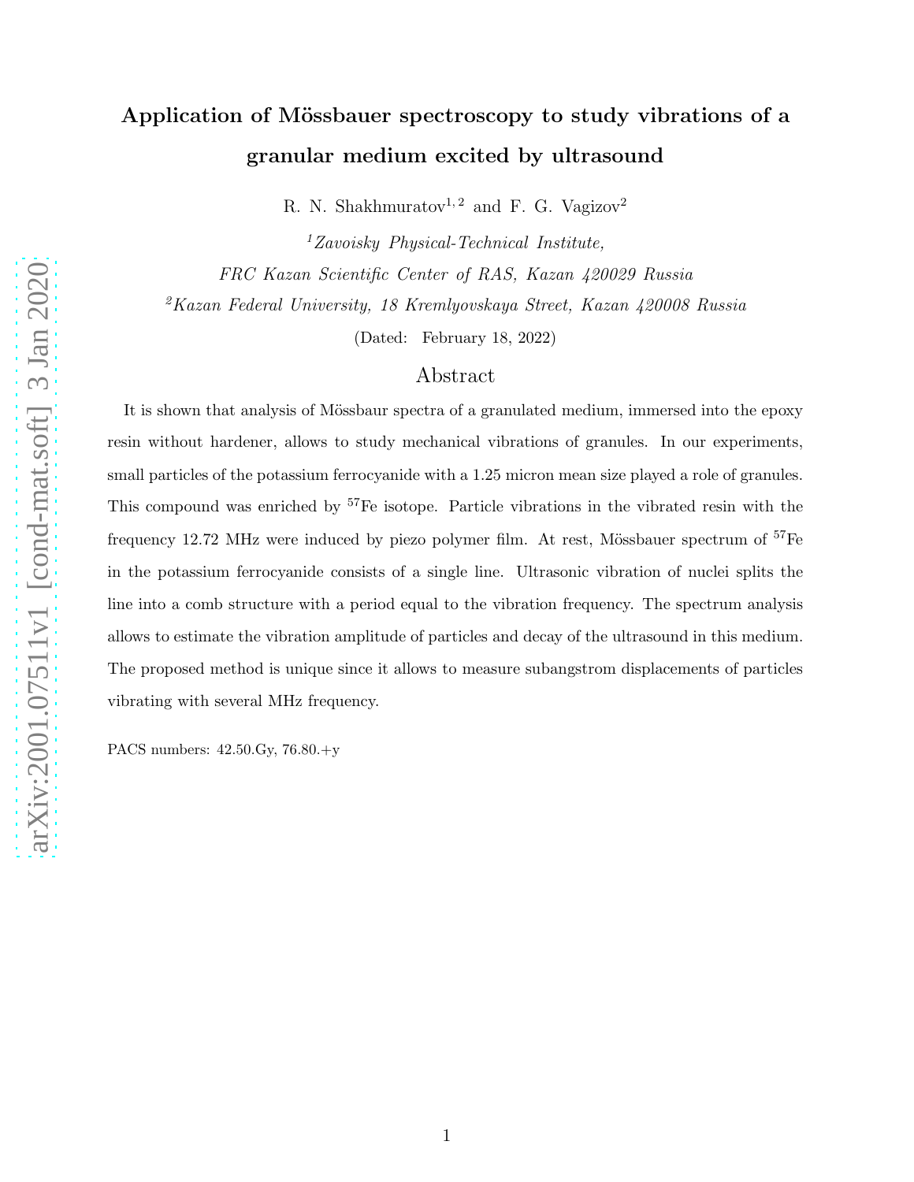# Application of Mössbauer spectroscopy to study vibrations of a granular medium excited by ultrasound

R. N. Shakhmuratov[1, 2] and F. G. Vagizov[2]

[1] *Zavoisky Physical-Technical Institute, FRC Kazan Scientific Center of RAS, Kazan 420029 Russia*

[2] *Kazan Federal University, 18 Kremlyovskaya Street, Kazan 420008 Russia*

(Dated: February 18, 2022)

## Abstract

It is shown that analysis of Mössbaur spectra of a granulated medium, immersed into the epoxy resin without hardener, allows to study mechanical vibrations of granules. In our experiments, small particles of the potassium ferrocyanide with a 1.25 micron mean size played a role of granules. This compound was enriched by $^{57}$Fe isotope. Particle vibrations in the vibrated resin with the frequency 12.72 MHz were induced by piezo polymer film. At rest, Mössbauer spectrum of $^{57}$Fe in the potassium ferrocyanide consists of a single line. Ultrasonic vibration of nuclei splits the line into a comb structure with a period equal to the vibration frequency. The spectrum analysis allows to estimate the vibration amplitude of particles and decay of the ultrasound in this medium. The proposed method is unique since it allows to measure subangstrom displacements of particles vibrating with several MHz frequency.

PACS numbers: 42.50.Gy, 76.80.+y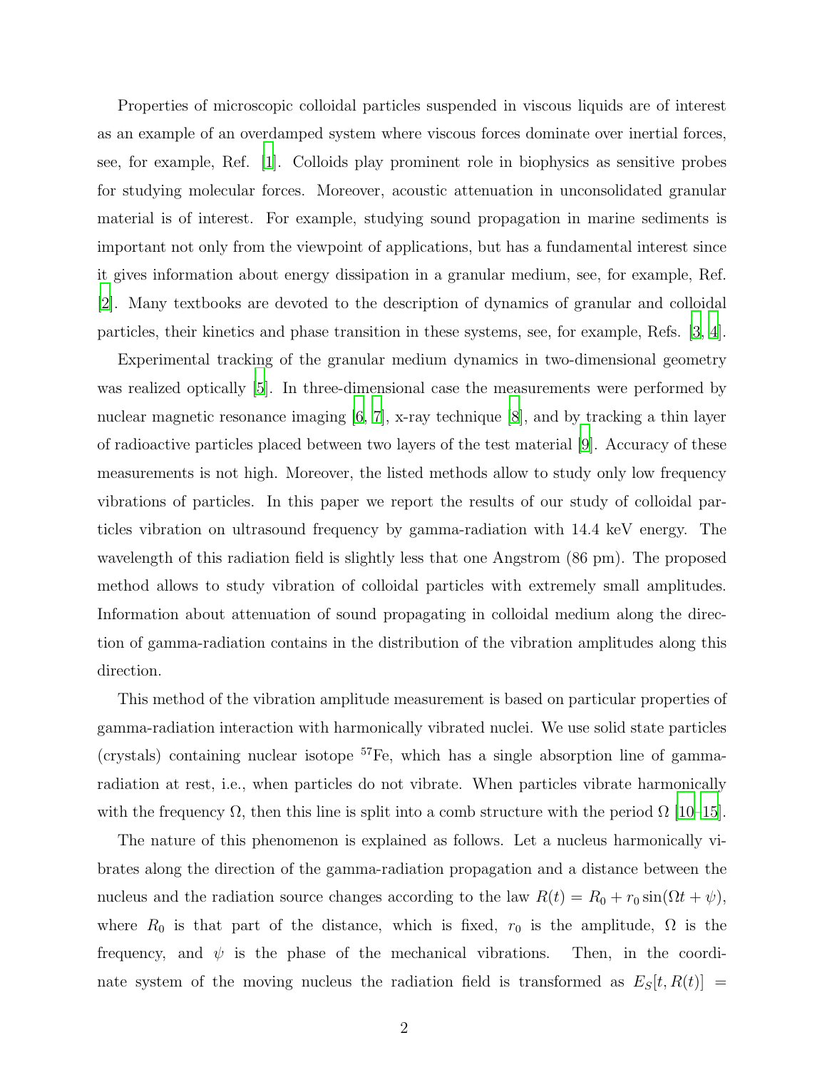Properties of microscopic colloidal particles suspended in viscous liquids are of interest as an example of an overdamped system where viscous forces dominate over inertial forces, see, for example, Ref. [1]. Colloids play prominent role in biophysics as sensitive probes for studying molecular forces. Moreover, acoustic attenuation in unconsolidated granular material is of interest. For example, studying sound propagation in marine sediments is important not only from the viewpoint of applications, but has a fundamental interest since it gives information about energy dissipation in a granular medium, see, for example, Ref. [2]. Many textbooks are devoted to the description of dynamics of granular and colloidal particles, their kinetics and phase transition in these systems, see, for example, Refs. [3, 4].

Experimental tracking of the granular medium dynamics in two-dimensional geometry was realized optically [5]. In three-dimensional case the measurements were performed by nuclear magnetic resonance imaging [6, 7], x-ray technique [8], and by tracking a thin layer of radioactive particles placed between two layers of the test material [9]. Accuracy of these measurements is not high. Moreover, the listed methods allow to study only low frequency vibrations of particles. In this paper we report the results of our study of colloidal particles vibration on ultrasound frequency by gamma-radiation with 14.4 keV energy. The wavelength of this radiation field is slightly less that one Angstrom (86 pm). The proposed method allows to study vibration of colloidal particles with extremely small amplitudes. Information about attenuation of sound propagating in colloidal medium along the direction of gamma-radiation contains in the distribution of the vibration amplitudes along this direction.

This method of the vibration amplitude measurement is based on particular properties of gamma-radiation interaction with harmonically vibrated nuclei. We use solid state particles (crystals) containing nuclear isotope $^{57}$Fe, which has a single absorption line of gamma-radiation at rest, i.e., when particles do not vibrate. When particles vibrate harmonically with the frequency $\Omega$, then this line is split into a comb structure with the period $\Omega$ [10–15].

The nature of this phenomenon is explained as follows. Let a nucleus harmonically vibrates along the direction of the gamma-radiation propagation and a distance between the nucleus and the radiation source changes according to the law $R(t) = R_0 + r_0 \sin(\Omega t + \psi)$, where $R_0$ is that part of the distance, which is fixed, $r_0$ is the amplitude, $\Omega$ is the frequency, and $\psi$ is the phase of the mechanical vibrations. Then, in the coordinate system of the moving nucleus the radiation field is transformed as $E_S[t, R(t)] =$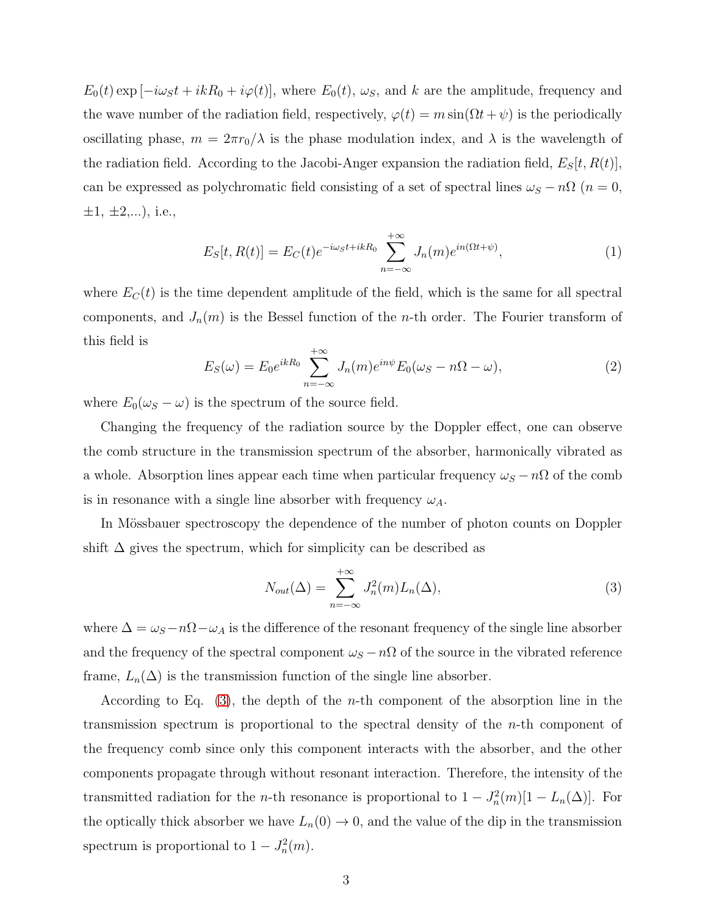$E_0(t) \exp\left[-i\omega_S t + ikR_0 + i\varphi(t)\right]$, where $E_0(t)$, $\omega_S$, and $k$ are the amplitude, frequency and the wave number of the radiation field, respectively, $\varphi(t) = m\sin(\Omega t + \psi)$ is the periodically oscillating phase, $m = 2\pi r_0/\lambda$ is the phase modulation index, and $\lambda$ is the wavelength of the radiation field. According to the Jacobi-Anger expansion the radiation field, $E_S[t, R(t)]$, can be expressed as polychromatic field consisting of a set of spectral lines $\omega_S - n\Omega$ ($n = 0$, $\pm1$, $\pm2$,...), i.e.,

$$E_S[t, R(t)] = E_C(t)e^{-i\omega_S t + ikR_0} \sum_{n=-\infty}^{+\infty} J_n(m)e^{in(\Omega t+\psi)}, \tag{1}$$

where $E_C(t)$ is the time dependent amplitude of the field, which is the same for all spectral components, and $J_n(m)$ is the Bessel function of the $n$-th order. The Fourier transform of this field is

$$E_S(\omega) = E_0 e^{ikR_0} \sum_{n=-\infty}^{+\infty} J_n(m)e^{in\psi} E_0(\omega_S - n\Omega - \omega), \tag{2}$$

where $E_0(\omega_S - \omega)$ is the spectrum of the source field.

Changing the frequency of the radiation source by the Doppler effect, one can observe the comb structure in the transmission spectrum of the absorber, harmonically vibrated as a whole. Absorption lines appear each time when particular frequency $\omega_S - n\Omega$ of the comb is in resonance with a single line absorber with frequency $\omega_A$.

In Mössbauer spectroscopy the dependence of the number of photon counts on Doppler shift $\Delta$ gives the spectrum, which for simplicity can be described as

$$N_{out}(\Delta) = \sum_{n=-\infty}^{+\infty} J_n^2(m)L_n(\Delta), \tag{3}$$

where $\Delta = \omega_S - n\Omega - \omega_A$ is the difference of the resonant frequency of the single line absorber and the frequency of the spectral component $\omega_S - n\Omega$ of the source in the vibrated reference frame, $L_n(\Delta)$ is the transmission function of the single line absorber.

According to Eq. (3), the depth of the $n$-th component of the absorption line in the transmission spectrum is proportional to the spectral density of the $n$-th component of the frequency comb since only this component interacts with the absorber, and the other components propagate through without resonant interaction. Therefore, the intensity of the transmitted radiation for the $n$-th resonance is proportional to $1 - J_n^2(m)[1 - L_n(\Delta)]$. For the optically thick absorber we have $L_n(0) \to 0$, and the value of the dip in the transmission spectrum is proportional to $1 - J_n^2(m)$.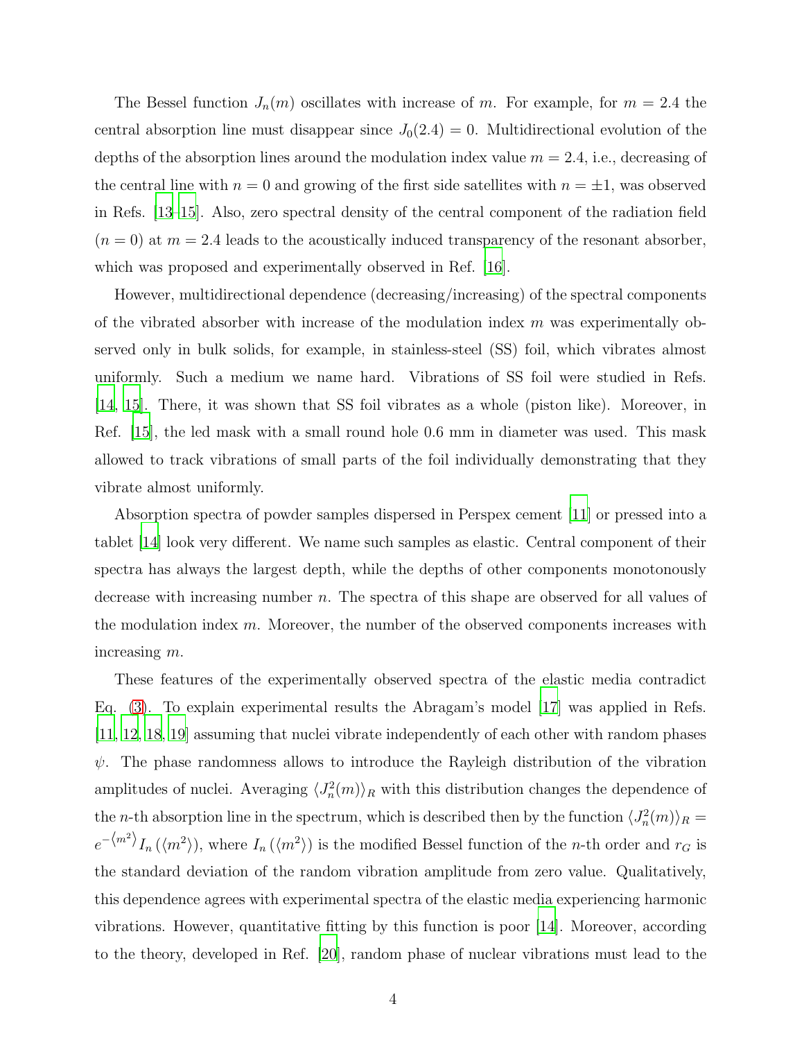The Bessel function $J_n(m)$ oscillates with increase of $m$. For example, for $m = 2.4$ the central absorption line must disappear since $J_0(2.4) = 0$. Multidirectional evolution of the depths of the absorption lines around the modulation index value $m = 2.4$, i.e., decreasing of the central line with $n = 0$ and growing of the first side satellites with $n = \pm 1$, was observed in Refs. [13–15]. Also, zero spectral density of the central component of the radiation field ($n = 0$) at $m = 2.4$ leads to the acoustically induced transparency of the resonant absorber, which was proposed and experimentally observed in Ref. [16].

However, multidirectional dependence (decreasing/increasing) of the spectral components of the vibrated absorber with increase of the modulation index $m$ was experimentally observed only in bulk solids, for example, in stainless-steel (SS) foil, which vibrates almost uniformly. Such a medium we name hard. Vibrations of SS foil were studied in Refs. [14, 15]. There, it was shown that SS foil vibrates as a whole (piston like). Moreover, in Ref. [15], the led mask with a small round hole 0.6 mm in diameter was used. This mask allowed to track vibrations of small parts of the foil individually demonstrating that they vibrate almost uniformly.

Absorption spectra of powder samples dispersed in Perspex cement [11] or pressed into a tablet [14] look very different. We name such samples as elastic. Central component of their spectra has always the largest depth, while the depths of other components monotonously decrease with increasing number $n$. The spectra of this shape are observed for all values of the modulation index $m$. Moreover, the number of the observed components increases with increasing $m$.

These features of the experimentally observed spectra of the elastic media contradict Eq. (3). To explain experimental results the Abragam's model [17] was applied in Refs. [11, 12, 18, 19] assuming that nuclei vibrate independently of each other with random phases $\psi$. The phase randomness allows to introduce the Rayleigh distribution of the vibration amplitudes of nuclei. Averaging $\langle J_n^2(m) \rangle_R$ with this distribution changes the dependence of the $n$-th absorption line in the spectrum, which is described then by the function $\langle J_n^2(m) \rangle_R = e^{-\langle m^2 \rangle} I_n\left(\langle m^2 \rangle\right)$, where $I_n\left(\langle m^2 \rangle\right)$ is the modified Bessel function of the $n$-th order and $r_G$ is the standard deviation of the random vibration amplitude from zero value. Qualitatively, this dependence agrees with experimental spectra of the elastic media experiencing harmonic vibrations. However, quantitative fitting by this function is poor [14]. Moreover, according to the theory, developed in Ref. [20], random phase of nuclear vibrations must lead to the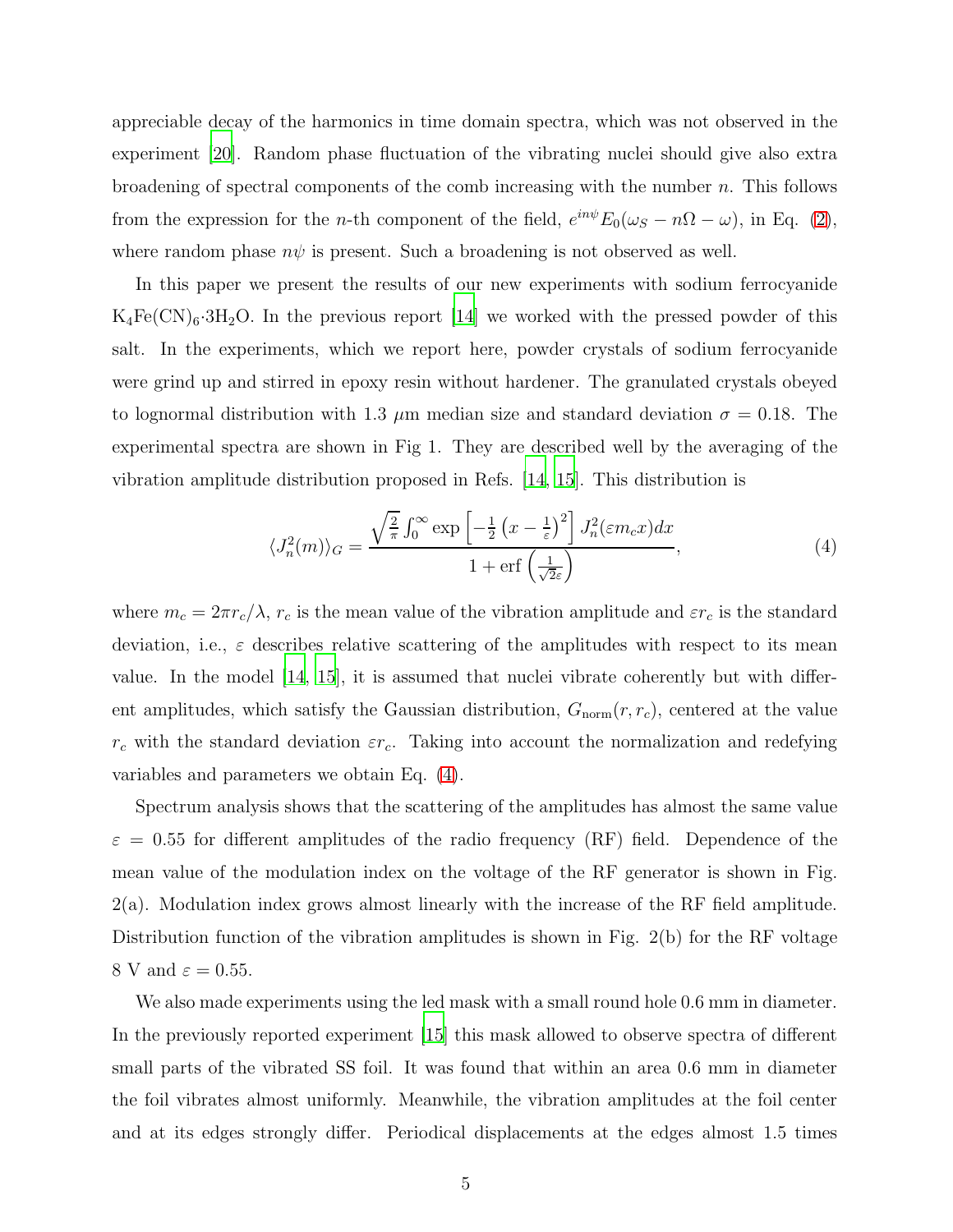appreciable decay of the harmonics in time domain spectra, which was not observed in the experiment [20]. Random phase fluctuation of the vibrating nuclei should give also extra broadening of spectral components of the comb increasing with the number $n$. This follows from the expression for the $n$-th component of the field, $e^{in\psi}E_0(\omega_S - n\Omega - \omega)$, in Eq. (2), where random phase $n\psi$ is present. Such a broadening is not observed as well.

In this paper we present the results of our new experiments with sodium ferrocyanide $K_4Fe(CN)_6{\cdot}3H_2O$. In the previous report [14] we worked with the pressed powder of this salt. In the experiments, which we report here, powder crystals of sodium ferrocyanide were grind up and stirred in epoxy resin without hardener. The granulated crystals obeyed to lognormal distribution with 1.3 $\mu$m median size and standard deviation $\sigma = 0.18$. The experimental spectra are shown in Fig 1. They are described well by the averaging of the vibration amplitude distribution proposed in Refs. [14, 15]. This distribution is

$$\langle J_n^2(m)\rangle_G = \frac{\sqrt{\frac{2}{\pi}}\int_0^\infty \exp\left[-\frac{1}{2}\left(x-\frac{1}{\varepsilon}\right)^2\right] J_n^2(\varepsilon m_c x)dx}{1+\mathrm{erf}\left(\frac{1}{\sqrt{2}\varepsilon}\right)}, \tag{4}$$

where $m_c = 2\pi r_c/\lambda$, $r_c$ is the mean value of the vibration amplitude and $\varepsilon r_c$ is the standard deviation, i.e., $\varepsilon$ describes relative scattering of the amplitudes with respect to its mean value. In the model [14, 15], it is assumed that nuclei vibrate coherently but with different amplitudes, which satisfy the Gaussian distribution, $G_{\mathrm{norm}}(r, r_c)$, centered at the value $r_c$ with the standard deviation $\varepsilon r_c$. Taking into account the normalization and redefying variables and parameters we obtain Eq. (4).

Spectrum analysis shows that the scattering of the amplitudes has almost the same value $\varepsilon = 0.55$ for different amplitudes of the radio frequency (RF) field. Dependence of the mean value of the modulation index on the voltage of the RF generator is shown in Fig. 2(a). Modulation index grows almost linearly with the increase of the RF field amplitude. Distribution function of the vibration amplitudes is shown in Fig. 2(b) for the RF voltage 8 V and $\varepsilon = 0.55$.

We also made experiments using the led mask with a small round hole 0.6 mm in diameter. In the previously reported experiment [15] this mask allowed to observe spectra of different small parts of the vibrated SS foil. It was found that within an area 0.6 mm in diameter the foil vibrates almost uniformly. Meanwhile, the vibration amplitudes at the foil center and at its edges strongly differ. Periodical displacements at the edges almost 1.5 times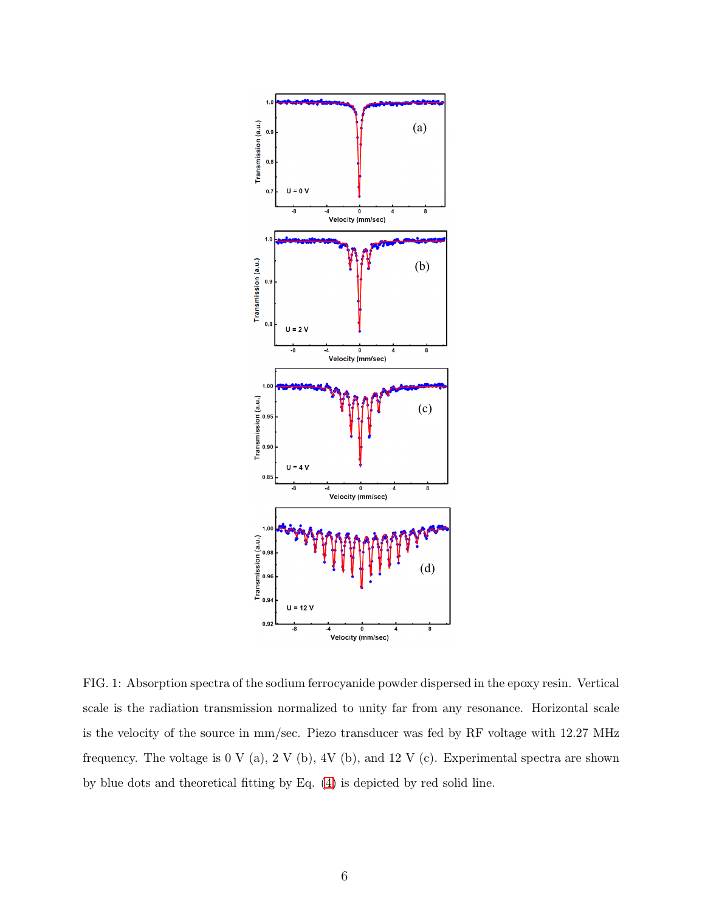FIG. 1: Absorption spectra of the sodium ferrocyanide powder dispersed in the epoxy resin. Vertical scale is the radiation transmission normalized to unity far from any resonance. Horizontal scale is the velocity of the source in mm/sec. Piezo transducer was fed by RF voltage with 12.27 MHz frequency. The voltage is 0 V (a), 2 V (b), 4V (b), and 12 V (c). Experimental spectra are shown by blue dots and theoretical fitting by Eq. (4) is depicted by red solid line.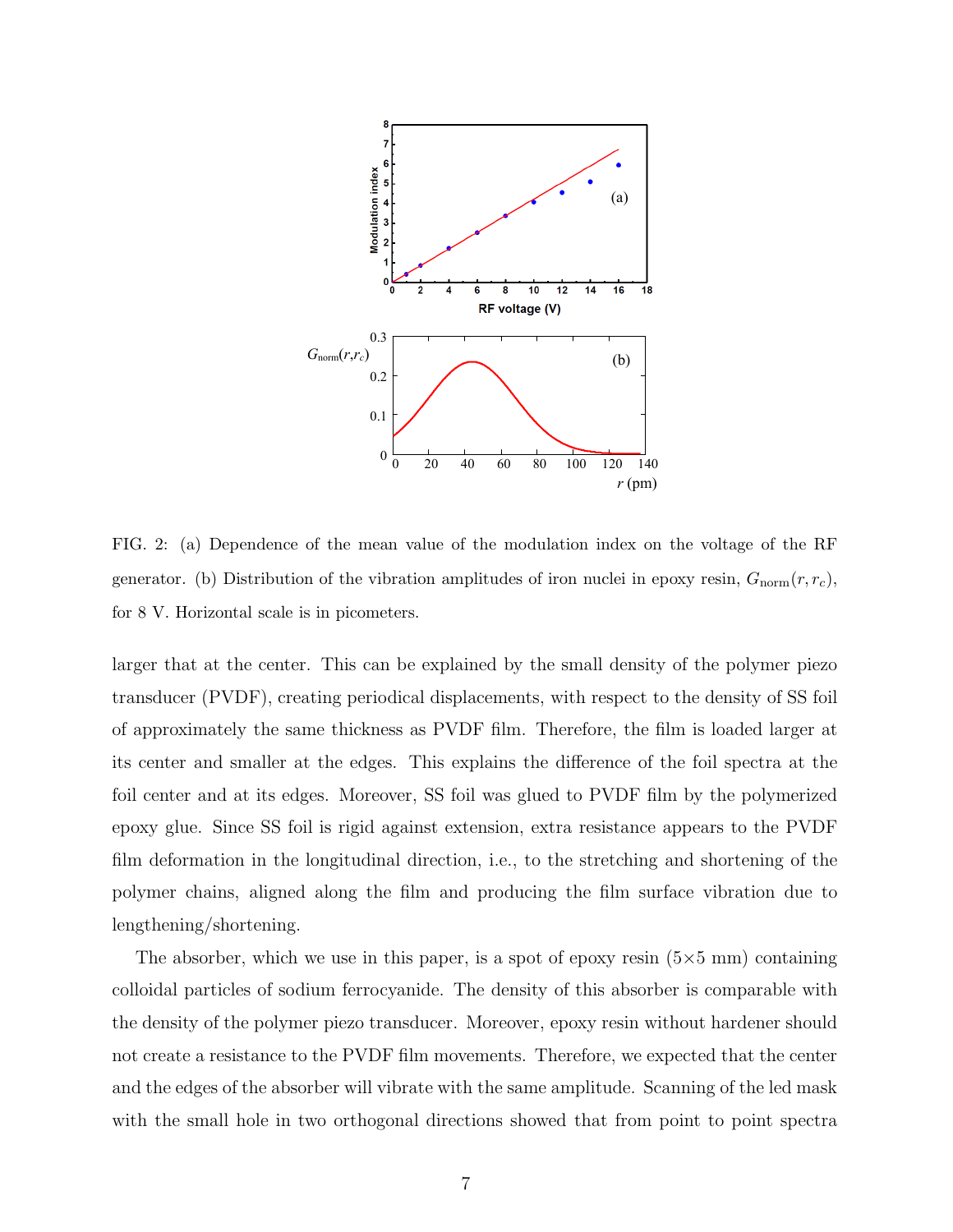FIG. 2: (a) Dependence of the mean value of the modulation index on the voltage of the RF generator. (b) Distribution of the vibration amplitudes of iron nuclei in epoxy resin, $G_{\mathrm{norm}}(r, r_c)$, for 8 V. Horizontal scale is in picometers.

larger that at the center. This can be explained by the small density of the polymer piezo transducer (PVDF), creating periodical displacements, with respect to the density of SS foil of approximately the same thickness as PVDF film. Therefore, the film is loaded larger at its center and smaller at the edges. This explains the difference of the foil spectra at the foil center and at its edges. Moreover, SS foil was glued to PVDF film by the polymerized epoxy glue. Since SS foil is rigid against extension, extra resistance appears to the PVDF film deformation in the longitudinal direction, i.e., to the stretching and shortening of the polymer chains, aligned along the film and producing the film surface vibration due to lengthening/shortening.

The absorber, which we use in this paper, is a spot of epoxy resin (5×5 mm) containing colloidal particles of sodium ferrocyanide. The density of this absorber is comparable with the density of the polymer piezo transducer. Moreover, epoxy resin without hardener should not create a resistance to the PVDF film movements. Therefore, we expected that the center and the edges of the absorber will vibrate with the same amplitude. Scanning of the led mask with the small hole in two orthogonal directions showed that from point to point spectra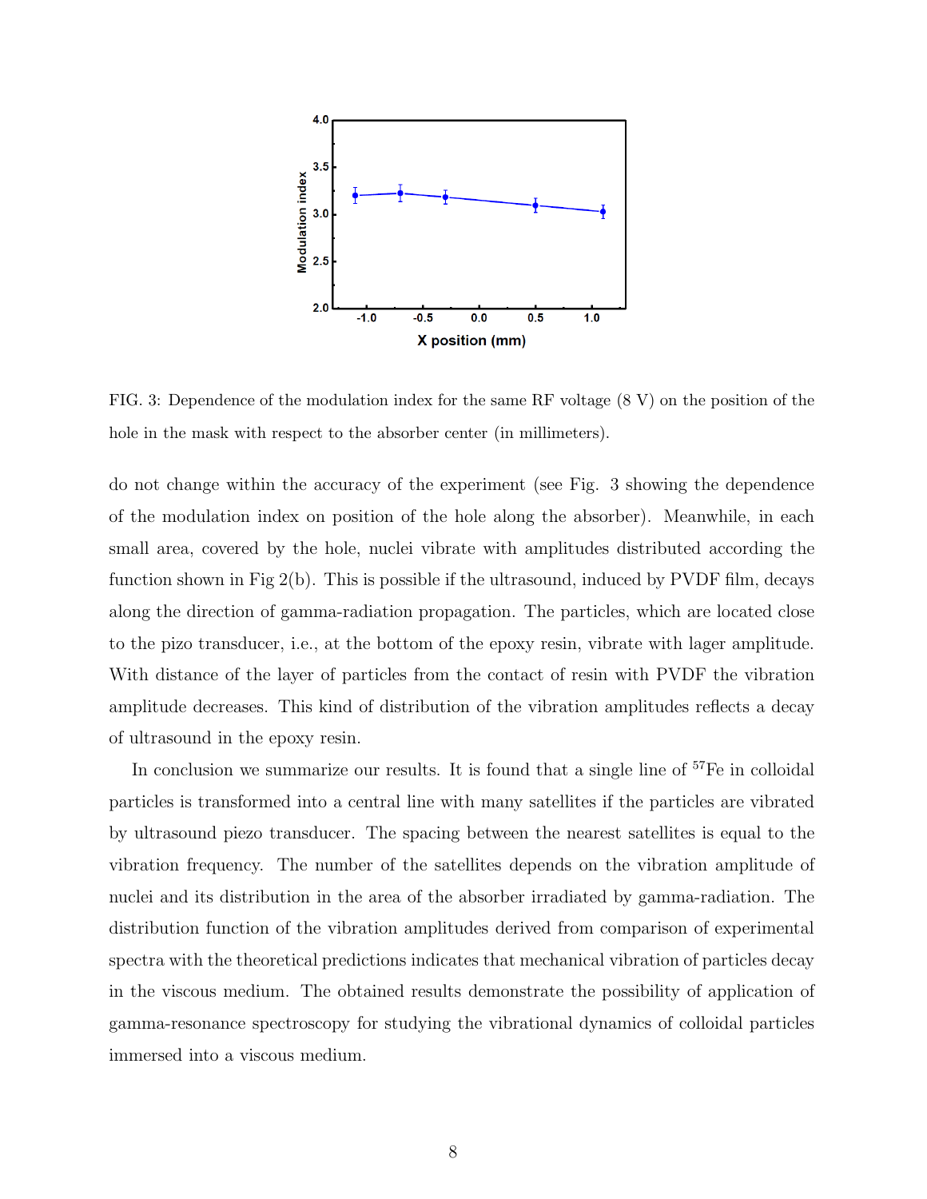FIG. 3: Dependence of the modulation index for the same RF voltage (8 V) on the position of the hole in the mask with respect to the absorber center (in millimeters).

do not change within the accuracy of the experiment (see Fig. 3 showing the dependence of the modulation index on position of the hole along the absorber). Meanwhile, in each small area, covered by the hole, nuclei vibrate with amplitudes distributed according the function shown in Fig 2(b). This is possible if the ultrasound, induced by PVDF film, decays along the direction of gamma-radiation propagation. The particles, which are located close to the pizo transducer, i.e., at the bottom of the epoxy resin, vibrate with lager amplitude. With distance of the layer of particles from the contact of resin with PVDF the vibration amplitude decreases. This kind of distribution of the vibration amplitudes reflects a decay of ultrasound in the epoxy resin.

In conclusion we summarize our results. It is found that a single line of $^{57}$Fe in colloidal particles is transformed into a central line with many satellites if the particles are vibrated by ultrasound piezo transducer. The spacing between the nearest satellites is equal to the vibration frequency. The number of the satellites depends on the vibration amplitude of nuclei and its distribution in the area of the absorber irradiated by gamma-radiation. The distribution function of the vibration amplitudes derived from comparison of experimental spectra with the theoretical predictions indicates that mechanical vibration of particles decay in the viscous medium. The obtained results demonstrate the possibility of application of gamma-resonance spectroscopy for studying the vibrational dynamics of colloidal particles immersed into a viscous medium.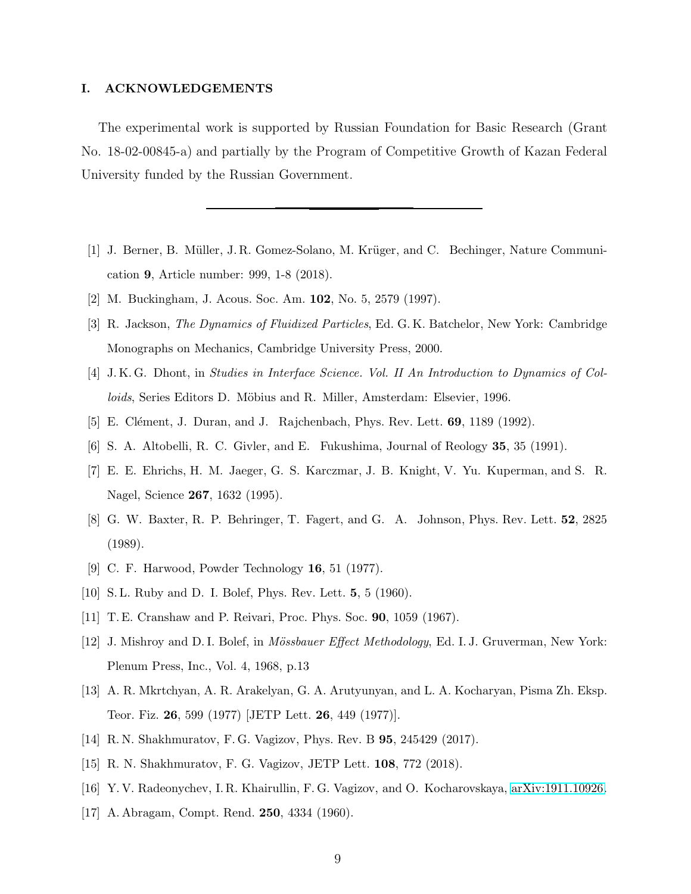## I. ACKNOWLEDGEMENTS

The experimental work is supported by Russian Foundation for Basic Research (Grant No. 18-02-00845-a) and partially by the Program of Competitive Growth of Kazan Federal University funded by the Russian Government.

---

[1] J. Berner, B. Müller, J. R. Gomez-Solano, M. Krüger, and C. Bechinger, Nature Communication **9**, Article number: 999, 1-8 (2018).

[2] M. Buckingham, J. Acous. Soc. Am. **102**, No. 5, 2579 (1997).

[3] R. Jackson, *The Dynamics of Fluidized Particles*, Ed. G. K. Batchelor, New York: Cambridge Monographs on Mechanics, Cambridge University Press, 2000.

[4] J. K. G. Dhont, in *Studies in Interface Science. Vol. II An Introduction to Dynamics of Colloids*, Series Editors D. Möbius and R. Miller, Amsterdam: Elsevier, 1996.

[5] E. Clément, J. Duran, and J. Rajchenbach, Phys. Rev. Lett. **69**, 1189 (1992).

[6] S. A. Altobelli, R. C. Givler, and E. Fukushima, Journal of Reology **35**, 35 (1991).

[7] E. E. Ehrichs, H. M. Jaeger, G. S. Karczmar, J. B. Knight, V. Yu. Kuperman, and S. R. Nagel, Science **267**, 1632 (1995).

[8] G. W. Baxter, R. P. Behringer, T. Fagert, and G. A. Johnson, Phys. Rev. Lett. **52**, 2825 (1989).

[9] C. F. Harwood, Powder Technology **16**, 51 (1977).

[10] S. L. Ruby and D. I. Bolef, Phys. Rev. Lett. **5**, 5 (1960).

[11] T. E. Cranshaw and P. Reivari, Proc. Phys. Soc. **90**, 1059 (1967).

[12] J. Mishroy and D. I. Bolef, in *Mössbauer Effect Methodology*, Ed. I. J. Gruverman, New York: Plenum Press, Inc., Vol. 4, 1968, p.13

[13] A. R. Mkrtchyan, A. R. Arakelyan, G. A. Arutyunyan, and L. A. Kocharyan, Pisma Zh. Eksp. Teor. Fiz. **26**, 599 (1977) [JETP Lett. **26**, 449 (1977)].

[14] R. N. Shakhmuratov, F. G. Vagizov, Phys. Rev. B **95**, 245429 (2017).

[15] R. N. Shakhmuratov, F. G. Vagizov, JETP Lett. **108**, 772 (2018).

[16] Y. V. Radeonychev, I. R. Khairullin, F. G. Vagizov, and O. Kocharovskaya, arXiv:1911.10926.

[17] A. Abragam, Compt. Rend. **250**, 4334 (1960).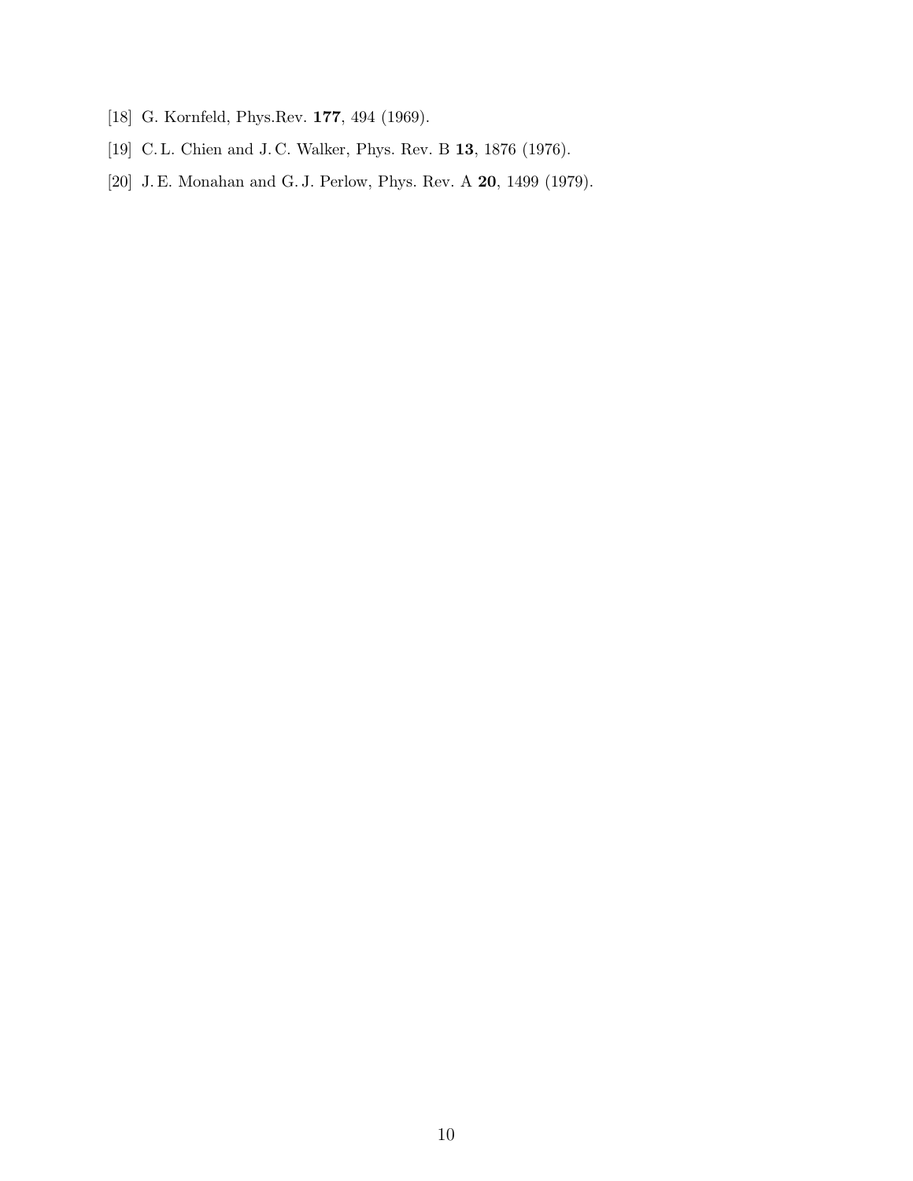[18] G. Kornfeld, Phys.Rev. **177**, 494 (1969).

[19] C. L. Chien and J. C. Walker, Phys. Rev. B **13**, 1876 (1976).

[20] J. E. Monahan and G. J. Perlow, Phys. Rev. A **20**, 1499 (1979).